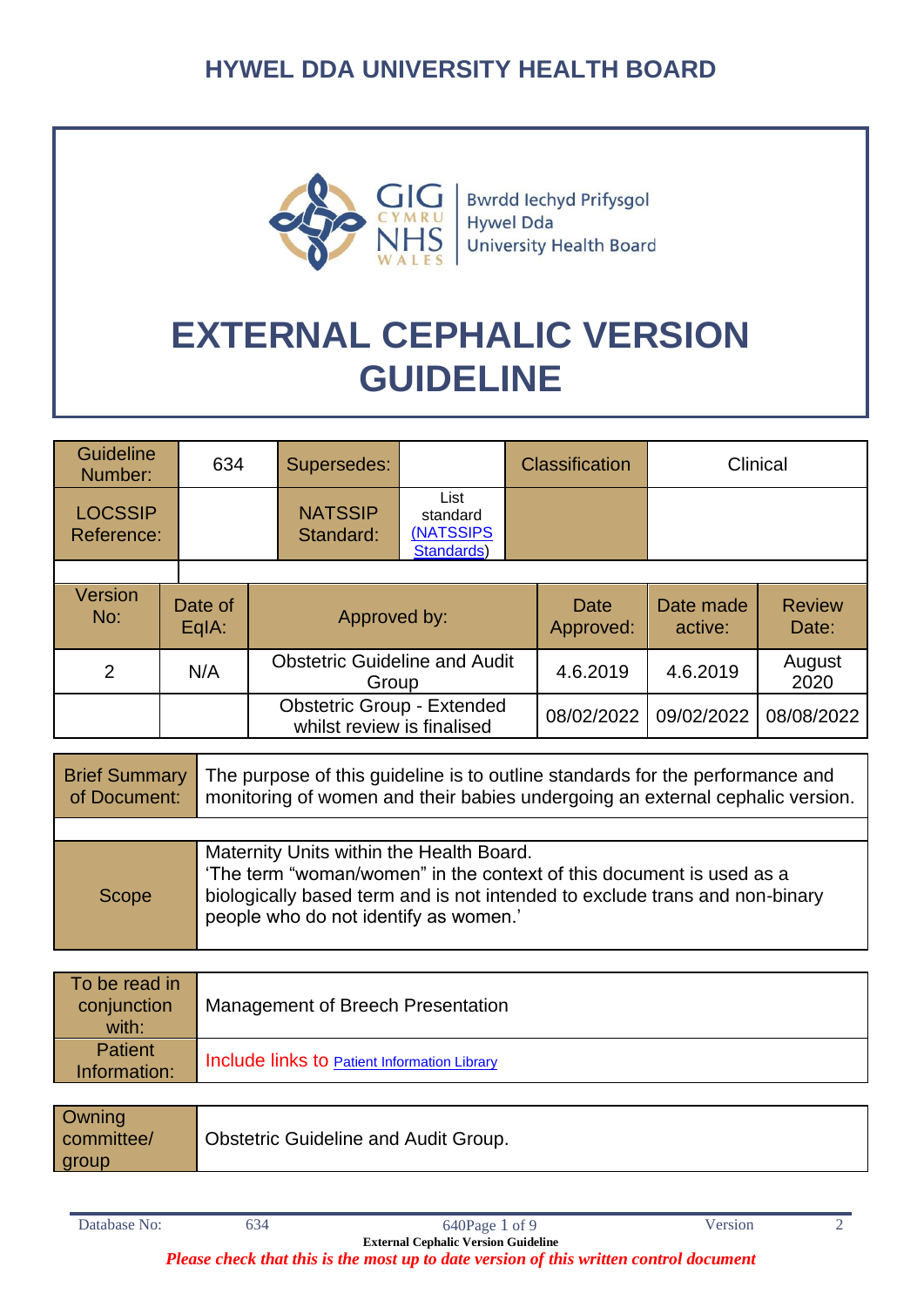# HYWEL DDA UNIVERSITY HEALTH BOARD

GIG CYMRU NHS WALES | Bwrdd Iechyd Prifysgol Hywel Dda University Health Board

# EXTERNAL CEPHALIC VERSION GUIDELINE

| Guideline Number: | 634 | Supersedes: | | Classification | Clinical |
|---|---|---|---|---|---|
| LOCSSIP Reference: | | NATSSIP Standard: | List standard (NATSSIPS Standards) | | |

| Version No: | Date of EqIA: | Approved by: | Date Approved: | Date made active: | Review Date: |
|---|---|---|---|---|---|
| 2 | N/A | Obstetric Guideline and Audit Group | 4.6.2019 | 4.6.2019 | August 2020 |
| | | Obstetric Group - Extended whilst review is finalised | 08/02/2022 | 09/02/2022 | 08/08/2022 |

| | |
|---|---|
| Brief Summary of Document: | The purpose of this guideline is to outline standards for the performance and monitoring of women and their babies undergoing an external cephalic version. |
| Scope | Maternity Units within the Health Board. 'The term "woman/women" in the context of this document is used as a biologically based term and is not intended to exclude trans and non-binary people who do not identify as women.' |

| | |
|---|---|
| To be read in conjunction with: | Management of Breech Presentation |
| Patient Information: | Include links to Patient Information Library |

| | |
|---|---|
| Owning committee/ group | Obstetric Guideline and Audit Group. |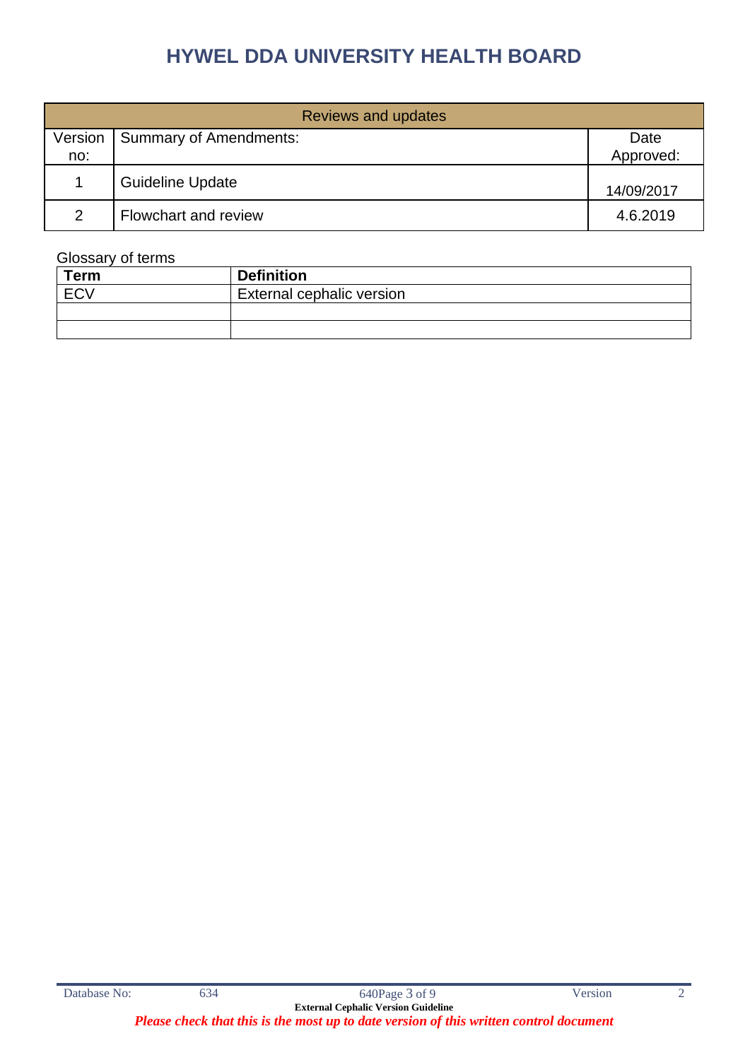# HYWEL DDA UNIVERSITY HEALTH BOARD

| Reviews and updates | | |
|---|---|---|
| Version no: | Summary of Amendments: | Date Approved: |
| 1 | Guideline Update | 14/09/2017 |
| 2 | Flowchart and review | 4.6.2019 |

Glossary of terms

| Term | Definition |
|---|---|
| ECV | External cephalic version |
| | |
| | |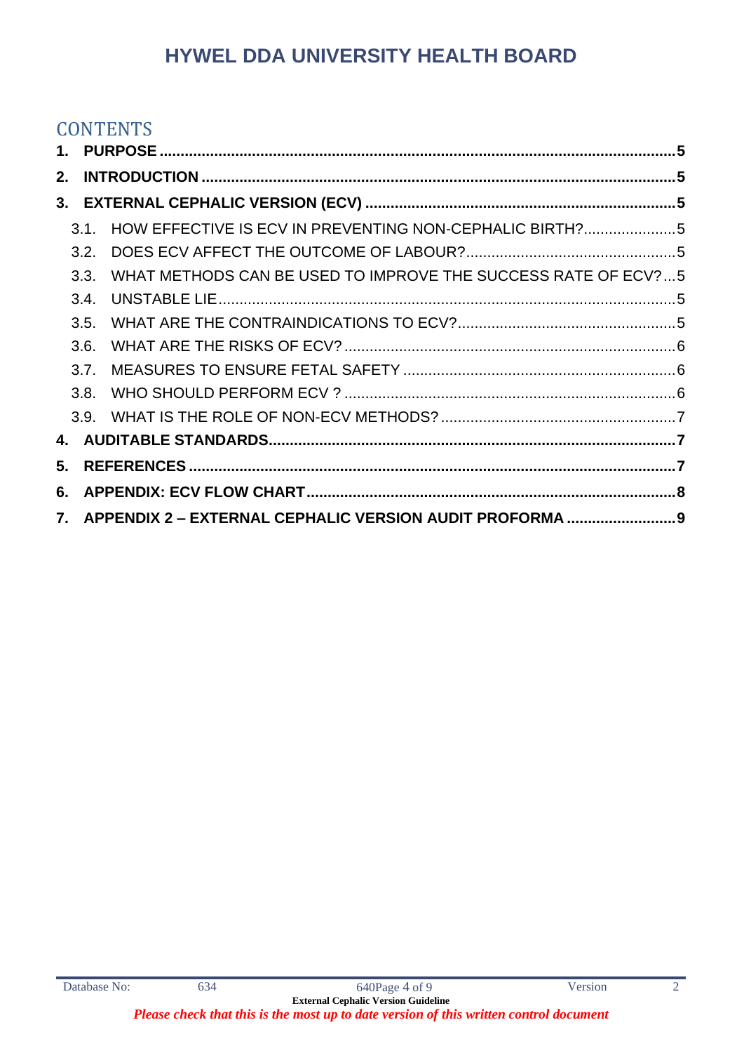# HYWEL DDA UNIVERSITY HEALTH BOARD

## CONTENTS

1. **PURPOSE** ......................................................................................................... 5
2. **INTRODUCTION** ................................................................................................ 5
3. **EXTERNAL CEPHALIC VERSION (ECV)** .......................................................... 5
   - 3.1. HOW EFFECTIVE IS ECV IN PREVENTING NON-CEPHALIC BIRTH? ...................... 5
   - 3.2. DOES ECV AFFECT THE OUTCOME OF LABOUR? ................................................. 5
   - 3.3. WHAT METHODS CAN BE USED TO IMPROVE THE SUCCESS RATE OF ECV? ... 5
   - 3.4. UNSTABLE LIE ........................................................................................................ 5
   - 3.5. WHAT ARE THE CONTRAINDICATIONS TO ECV? .................................................. 5
   - 3.6. WHAT ARE THE RISKS OF ECV? ............................................................................ 6
   - 3.7. MEASURES TO ENSURE FETAL SAFETY ................................................................ 6
   - 3.8. WHO SHOULD PERFORM ECV ? .............................................................................. 6
   - 3.9. WHAT IS THE ROLE OF NON-ECV METHODS? ....................................................... 7
4. **AUDITABLE STANDARDS** ................................................................................... 7
5. **REFERENCES** ...................................................................................................... 7
6. **APPENDIX: ECV FLOW CHART** ............................................................................ 8
7. **APPENDIX 2 – EXTERNAL CEPHALIC VERSION AUDIT PROFORMA** ......................... 9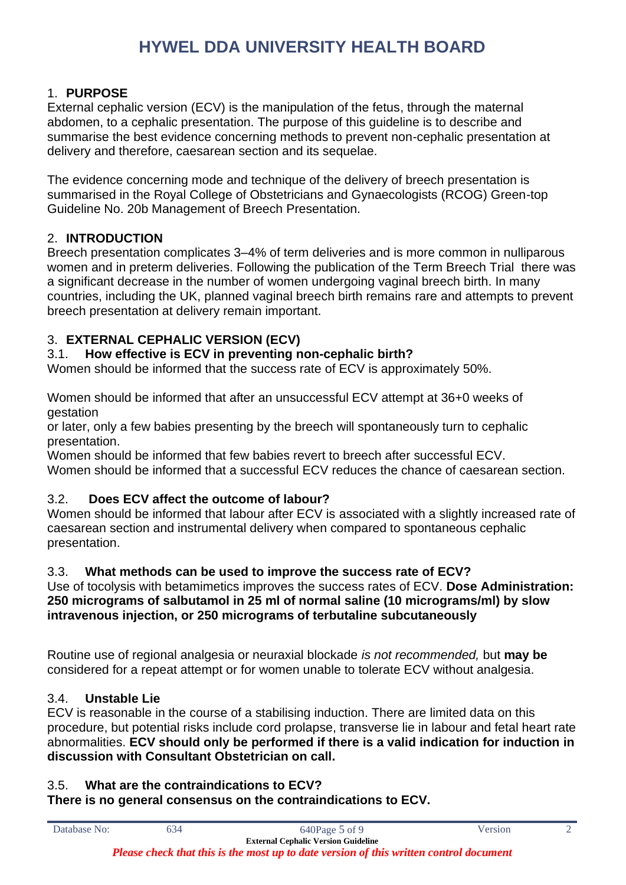# HYWEL DDA UNIVERSITY HEALTH BOARD

## 1. PURPOSE

External cephalic version (ECV) is the manipulation of the fetus, through the maternal abdomen, to a cephalic presentation. The purpose of this guideline is to describe and summarise the best evidence concerning methods to prevent non-cephalic presentation at delivery and therefore, caesarean section and its sequelae.

The evidence concerning mode and technique of the delivery of breech presentation is summarised in the Royal College of Obstetricians and Gynaecologists (RCOG) Green-top Guideline No. 20b Management of Breech Presentation.

## 2. INTRODUCTION

Breech presentation complicates 3–4% of term deliveries and is more common in nulliparous women and in preterm deliveries. Following the publication of the Term Breech Trial there was a significant decrease in the number of women undergoing vaginal breech birth. In many countries, including the UK, planned vaginal breech birth remains rare and attempts to prevent breech presentation at delivery remain important.

## 3. EXTERNAL CEPHALIC VERSION (ECV)

### 3.1. How effective is ECV in preventing non-cephalic birth?

Women should be informed that the success rate of ECV is approximately 50%.

Women should be informed that after an unsuccessful ECV attempt at 36+0 weeks of gestation
or later, only a few babies presenting by the breech will spontaneously turn to cephalic presentation.
Women should be informed that few babies revert to breech after successful ECV.
Women should be informed that a successful ECV reduces the chance of caesarean section.

### 3.2. Does ECV affect the outcome of labour?

Women should be informed that labour after ECV is associated with a slightly increased rate of caesarean section and instrumental delivery when compared to spontaneous cephalic presentation.

### 3.3. What methods can be used to improve the success rate of ECV?

Use of tocolysis with betamimetics improves the success rates of ECV. **Dose Administration: 250 micrograms of salbutamol in 25 ml of normal saline (10 micrograms/ml) by slow intravenous injection, or 250 micrograms of terbutaline subcutaneously**

Routine use of regional analgesia or neuraxial blockade *is not recommended,* but **may be** considered for a repeat attempt or for women unable to tolerate ECV without analgesia.

### 3.4. Unstable Lie

ECV is reasonable in the course of a stabilising induction. There are limited data on this procedure, but potential risks include cord prolapse, transverse lie in labour and fetal heart rate abnormalities. **ECV should only be performed if there is a valid indication for induction in discussion with Consultant Obstetrician on call.**

### 3.5. What are the contraindications to ECV?

**There is no general consensus on the contraindications to ECV.**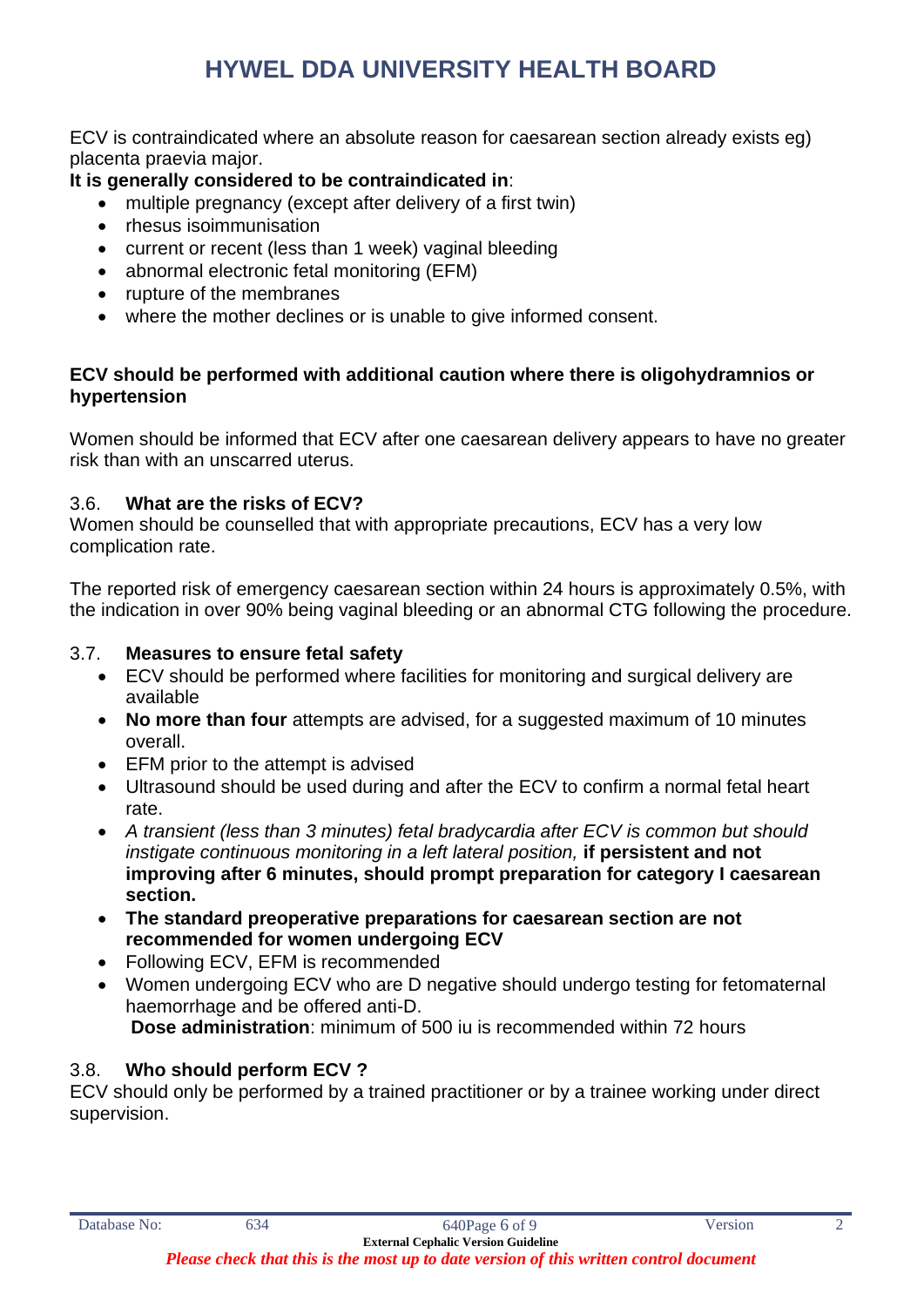ECV is contraindicated where an absolute reason for caesarean section already exists eg) placenta praevia major.

**It is generally considered to be contraindicated in**:

- multiple pregnancy (except after delivery of a first twin)
- rhesus isoimmunisation
- current or recent (less than 1 week) vaginal bleeding
- abnormal electronic fetal monitoring (EFM)
- rupture of the membranes
- where the mother declines or is unable to give informed consent.

**ECV should be performed with additional caution where there is oligohydramnios or hypertension**

Women should be informed that ECV after one caesarean delivery appears to have no greater risk than with an unscarred uterus.

### 3.6. What are the risks of ECV?

Women should be counselled that with appropriate precautions, ECV has a very low complication rate.

The reported risk of emergency caesarean section within 24 hours is approximately 0.5%, with the indication in over 90% being vaginal bleeding or an abnormal CTG following the procedure.

### 3.7. Measures to ensure fetal safety

- ECV should be performed where facilities for monitoring and surgical delivery are available
- **No more than four** attempts are advised, for a suggested maximum of 10 minutes overall.
- EFM prior to the attempt is advised
- Ultrasound should be used during and after the ECV to confirm a normal fetal heart rate.
- *A transient (less than 3 minutes) fetal bradycardia after ECV is common but should instigate continuous monitoring in a left lateral position,* **if persistent and not improving after 6 minutes, should prompt preparation for category I caesarean section.**
- **The standard preoperative preparations for caesarean section are not recommended for women undergoing ECV**
- Following ECV, EFM is recommended
- Women undergoing ECV who are D negative should undergo testing for fetomaternal haemorrhage and be offered anti-D.
  **Dose administration**: minimum of 500 iu is recommended within 72 hours

### 3.8. Who should perform ECV ?

ECV should only be performed by a trained practitioner or by a trainee working under direct supervision.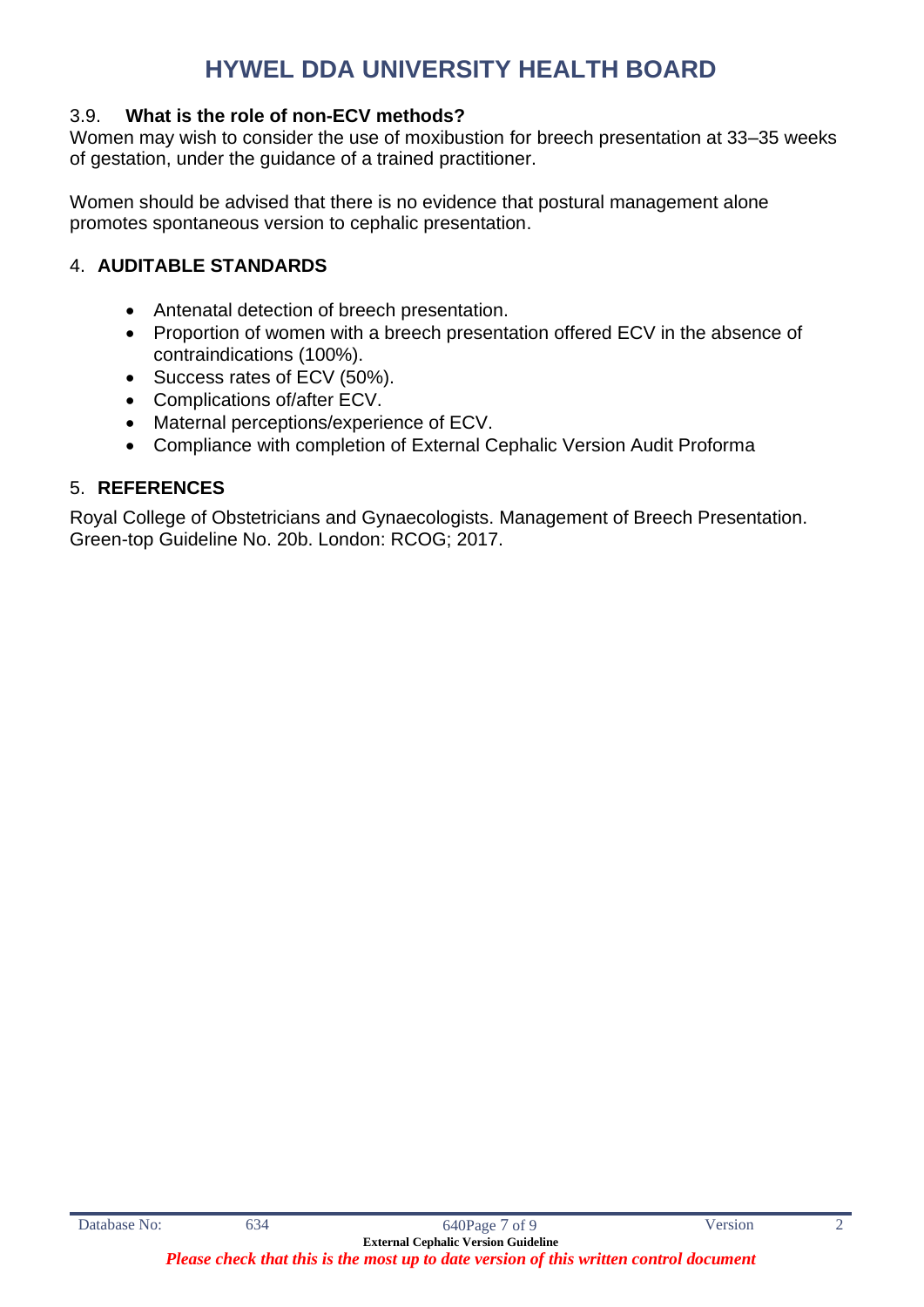### 3.9. What is the role of non-ECV methods?

Women may wish to consider the use of moxibustion for breech presentation at 33–35 weeks of gestation, under the guidance of a trained practitioner.

Women should be advised that there is no evidence that postural management alone promotes spontaneous version to cephalic presentation.

## 4. AUDITABLE STANDARDS

- Antenatal detection of breech presentation.
- Proportion of women with a breech presentation offered ECV in the absence of contraindications (100%).
- Success rates of ECV (50%).
- Complications of/after ECV.
- Maternal perceptions/experience of ECV.
- Compliance with completion of External Cephalic Version Audit Proforma

## 5. REFERENCES

Royal College of Obstetricians and Gynaecologists. Management of Breech Presentation. Green-top Guideline No. 20b. London: RCOG; 2017.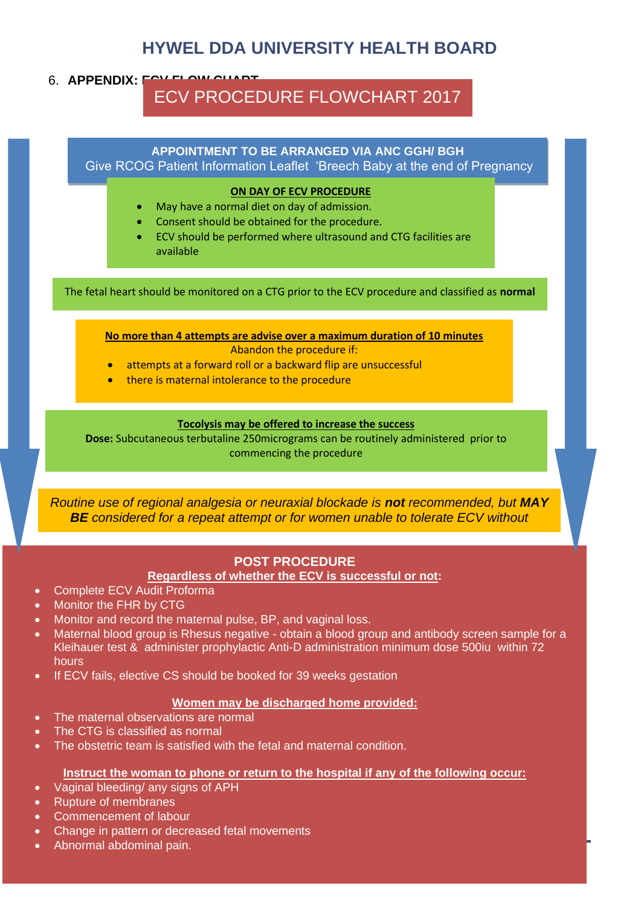# HYWEL DDA UNIVERSITY HEALTH BOARD

6. **APPENDIX: ECV FLOW CHART**

## ECV PROCEDURE FLOWCHART 2017

**APPOINTMENT TO BE ARRANGED VIA ANC GGH/ BGH**
Give RCOG Patient Information Leaflet 'Breech Baby at the end of Pregnancy

**ON DAY OF ECV PROCEDURE**

- May have a normal diet on day of admission.
- Consent should be obtained for the procedure.
- ECV should be performed where ultrasound and CTG facilities are available

The fetal heart should be monitored on a CTG prior to the ECV procedure and classified as **normal**

**No more than 4 attempts are advise over a maximum duration of 10 minutes**
Abandon the procedure if:

- attempts at a forward roll or a backward flip are unsuccessful
- there is maternal intolerance to the procedure

**Tocolysis may be offered to increase the success**
**Dose:** Subcutaneous terbutaline 250micrograms can be routinely administered prior to commencing the procedure

*Routine use of regional analgesia or neuraxial blockade is **not** recommended, but **MAY BE** considered for a repeat attempt or for women unable to tolerate ECV without*

### POST PROCEDURE

**Regardless of whether the ECV is successful or not:**

- Complete ECV Audit Proforma
- Monitor the FHR by CTG
- Monitor and record the maternal pulse, BP, and vaginal loss.
- Maternal blood group is Rhesus negative - obtain a blood group and antibody screen sample for a Kleihauer test & administer prophylactic Anti-D administration minimum dose 500iu within 72 hours
- If ECV fails, elective CS should be booked for 39 weeks gestation

**Women may be discharged home provided:**

- The maternal observations are normal
- The CTG is classified as normal
- The obstetric team is satisfied with the fetal and maternal condition.

**Instruct the woman to phone or return to the hospital if any of the following occur:**

- Vaginal bleeding/ any signs of APH
- Rupture of membranes
- Commencement of labour
- Change in pattern or decreased fetal movements
- Abnormal abdominal pain.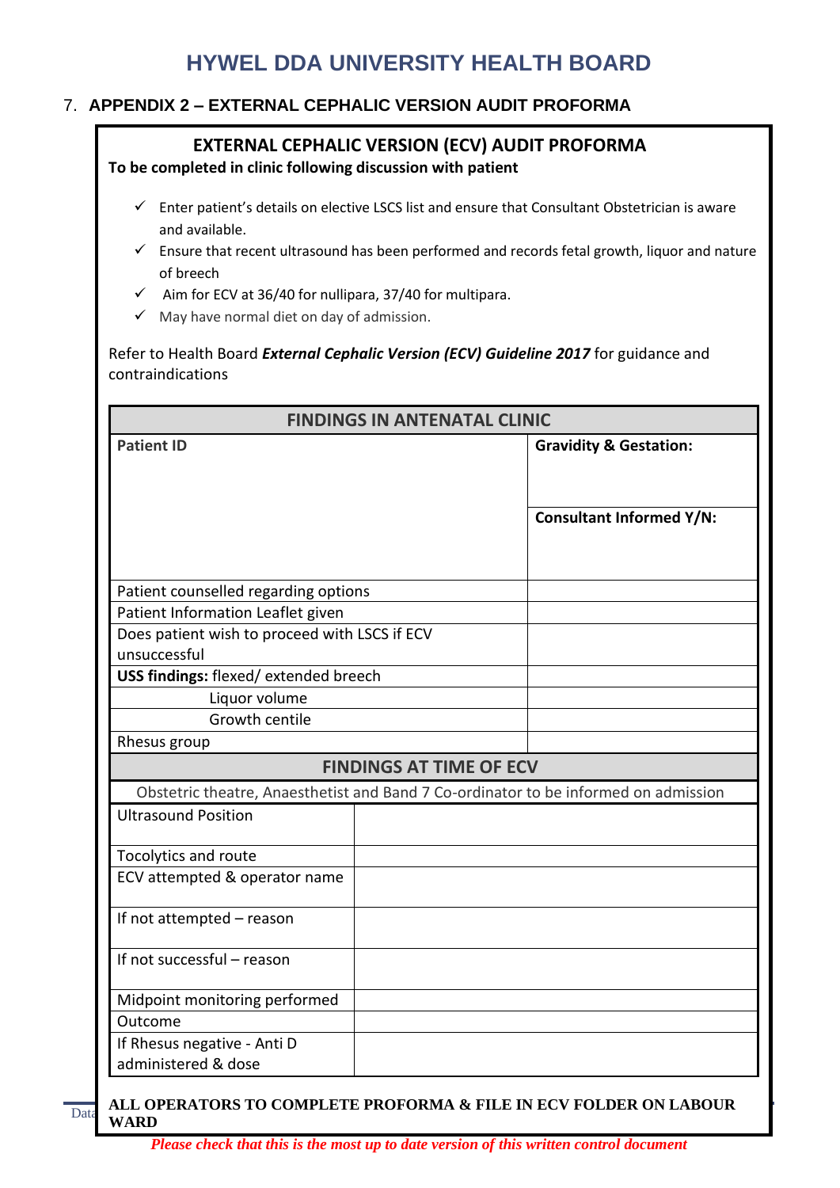# HYWEL DDA UNIVERSITY HEALTH BOARD

## 7. APPENDIX 2 – EXTERNAL CEPHALIC VERSION AUDIT PROFORMA

### EXTERNAL CEPHALIC VERSION (ECV) AUDIT PROFORMA

**To be completed in clinic following discussion with patient**

- ✓ Enter patient's details on elective LSCS list and ensure that Consultant Obstetrician is aware and available.
- ✓ Ensure that recent ultrasound has been performed and records fetal growth, liquor and nature of breech
- ✓ Aim for ECV at 36/40 for nullipara, 37/40 for multipara.
- ✓ May have normal diet on day of admission.

Refer to Health Board ***External Cephalic Version (ECV) Guideline 2017*** for guidance and contraindications

| FINDINGS IN ANTENATAL CLINIC | |
|---|---|
| **Patient ID** | **Gravidity & Gestation:** |
| | **Consultant Informed Y/N:** |
| Patient counselled regarding options | |
| Patient Information Leaflet given | |
| Does patient wish to proceed with LSCS if ECV unsuccessful | |
| **USS findings:** flexed/ extended breech | |
| Liquor volume | |
| Growth centile | |
| Rhesus group | |

| FINDINGS AT TIME OF ECV | |
|---|---|
| Obstetric theatre, Anaesthetist and Band 7 Co-ordinator to be informed on admission | |
| Ultrasound Position | |
| Tocolytics and route | |
| ECV attempted & operator name | |
| If not attempted – reason | |
| If not successful – reason | |
| Midpoint monitoring performed | |
| Outcome | |
| If Rhesus negative - Anti D administered & dose | |

**ALL OPERATORS TO COMPLETE PROFORMA & FILE IN ECV FOLDER ON LABOUR WARD**

*Please check that this is the most up to date version of this written control document*